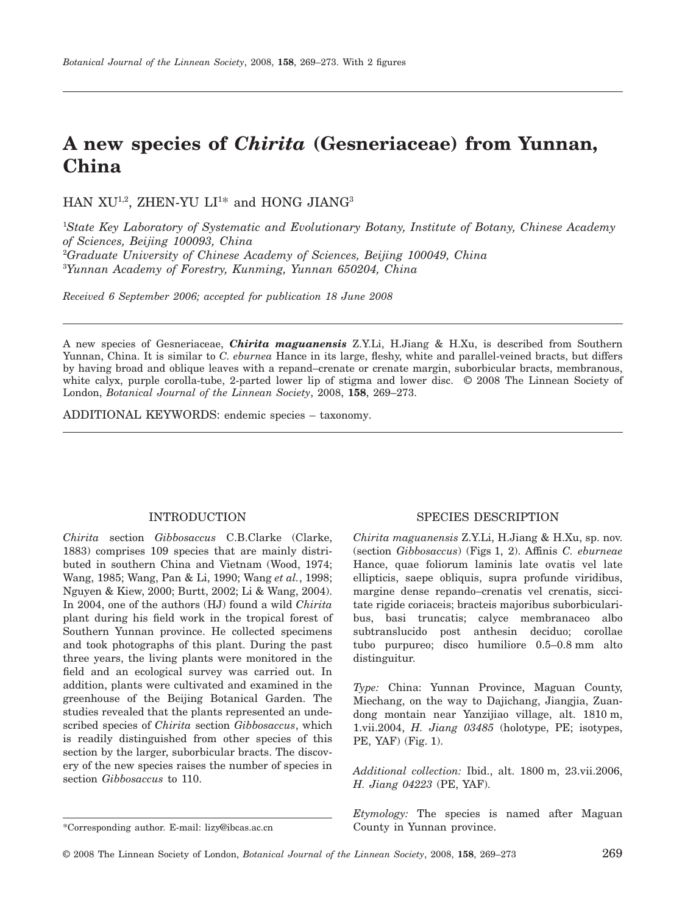# A new species of *Chirita* (Gesneriaceae) from Yunnan, China

HAN XU[1,2], ZHEN-YU LI[1]* and HONG JIANG[3]

[1]*State Key Laboratory of Systematic and Evolutionary Botany, Institute of Botany, Chinese Academy of Sciences, Beijing 100093, China*
[2]*Graduate University of Chinese Academy of Sciences, Beijing 100049, China*
[3]*Yunnan Academy of Forestry, Kunming, Yunnan 650204, China*

*Received 6 September 2006; accepted for publication 18 June 2008*

A new species of Gesneriaceae, ***Chirita maguanensis*** Z.Y.Li, H.Jiang & H.Xu, is described from Southern Yunnan, China. It is similar to *C. eburnea* Hance in its large, fleshy, white and parallel-veined bracts, but differs by having broad and oblique leaves with a repand–crenate or crenate margin, suborbicular bracts, membranous, white calyx, purple corolla-tube, 2-parted lower lip of stigma and lower disc. © 2008 The Linnean Society of London, *Botanical Journal of the Linnean Society*, 2008, **158**, 269–273.

ADDITIONAL KEYWORDS: endemic species – taxonomy.

## INTRODUCTION

*Chirita* section *Gibbosaccus* C.B.Clarke (Clarke, 1883) comprises 109 species that are mainly distributed in southern China and Vietnam (Wood, 1974; Wang, 1985; Wang, Pan & Li, 1990; Wang *et al.*, 1998; Nguyen & Kiew, 2000; Burtt, 2002; Li & Wang, 2004). In 2004, one of the authors (HJ) found a wild *Chirita* plant during his field work in the tropical forest of Southern Yunnan province. He collected specimens and took photographs of this plant. During the past three years, the living plants were monitored in the field and an ecological survey was carried out. In addition, plants were cultivated and examined in the greenhouse of the Beijing Botanical Garden. The studies revealed that the plants represented an undescribed species of *Chirita* section *Gibbosaccus*, which is readily distinguished from other species of this section by the larger, suborbicular bracts. The discovery of the new species raises the number of species in section *Gibbosaccus* to 110.

*Corresponding author. E-mail: lizy@ibcas.ac.cn

## SPECIES DESCRIPTION

*Chirita maguanensis* Z.Y.Li, H.Jiang & H.Xu, sp. nov. (section *Gibbosaccus*) (Figs 1, 2). Affinis *C. eburneae* Hance, quae foliorum laminis late ovatis vel late ellipticis, saepe obliquis, supra profunde viridibus, margine dense repando–crenatis vel crenatis, siccitate rigide coriaceis; bracteis majoribus suborbicularibus, basi truncatis; calyce membranaceo albo subtranslucido post anthesin deciduo; corollae tubo purpureo; disco humiliore 0.5–0.8 mm alto distinguitur.

*Type:* China: Yunnan Province, Maguan County, Miechang, on the way to Dajichang, Jiangjia, Zuandong montain near Yanzijiao village, alt. 1810 m, 1.vii.2004, *H. Jiang 03485* (holotype, PE; isotypes, PE, YAF) (Fig. 1).

*Additional collection:* Ibid., alt. 1800 m, 23.vii.2006, *H. Jiang 04223* (PE, YAF).

*Etymology:* The species is named after Maguan County in Yunnan province.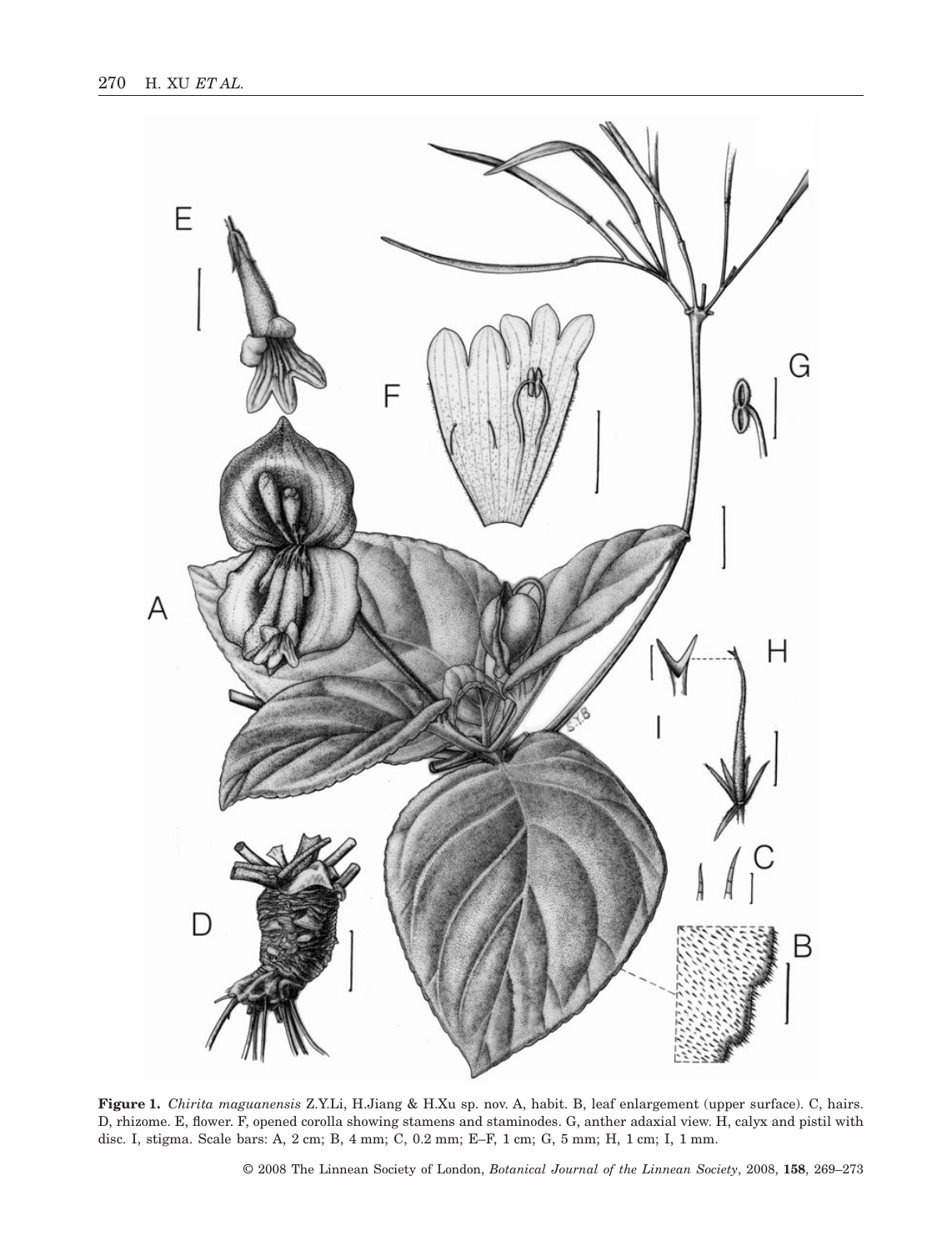**Figure 1.** *Chirita maguanensis* Z.Y.Li, H.Jiang & H.Xu sp. nov. A, habit. B, leaf enlargement (upper surface). C, hairs. D, rhizome. E, flower. F, opened corolla showing stamens and staminodes. G, anther adaxial view. H, calyx and pistil with disc. I, stigma. Scale bars: A, 2 cm; B, 4 mm; C, 0.2 mm; E–F, 1 cm; G, 5 mm; H, 1 cm; I, 1 mm.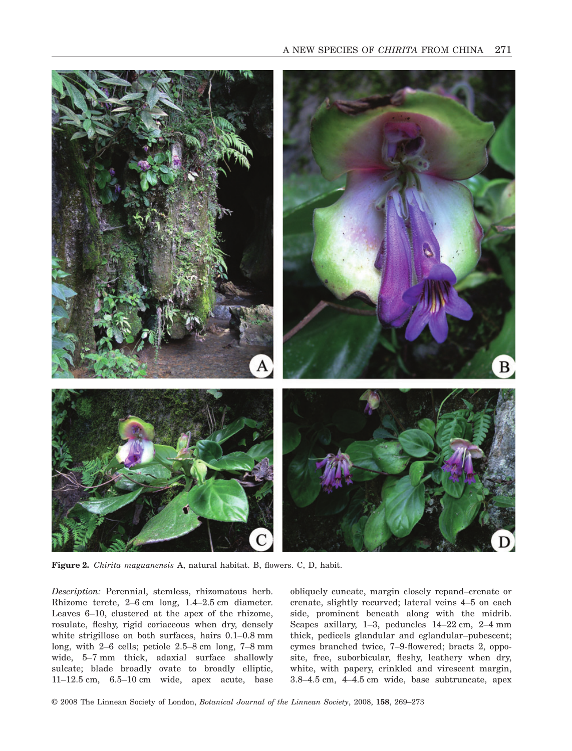**Figure 2.** *Chirita maguanensis* A, natural habitat. B, flowers. C, D, habit.

*Description:* Perennial, stemless, rhizomatous herb. Rhizome terete, 2–6 cm long, 1.4–2.5 cm diameter. Leaves 6–10, clustered at the apex of the rhizome, rosulate, fleshy, rigid coriaceous when dry, densely white strigillose on both surfaces, hairs 0.1–0.8 mm long, with 2–6 cells; petiole 2.5–8 cm long, 7–8 mm wide, 5–7 mm thick, adaxial surface shallowly sulcate; blade broadly ovate to broadly elliptic, 11–12.5 cm, 6.5–10 cm wide, apex acute, base obliquely cuneate, margin closely repand–crenate or crenate, slightly recurved; lateral veins 4–5 on each side, prominent beneath along with the midrib. Scapes axillary, 1–3, peduncles 14–22 cm, 2–4 mm thick, pedicels glandular and eglandular–pubescent; cymes branched twice, 7–9-flowered; bracts 2, opposite, free, suborbicular, fleshy, leathery when dry, white, with papery, crinkled and virescent margin, 3.8–4.5 cm, 4–4.5 cm wide, base subtruncate, apex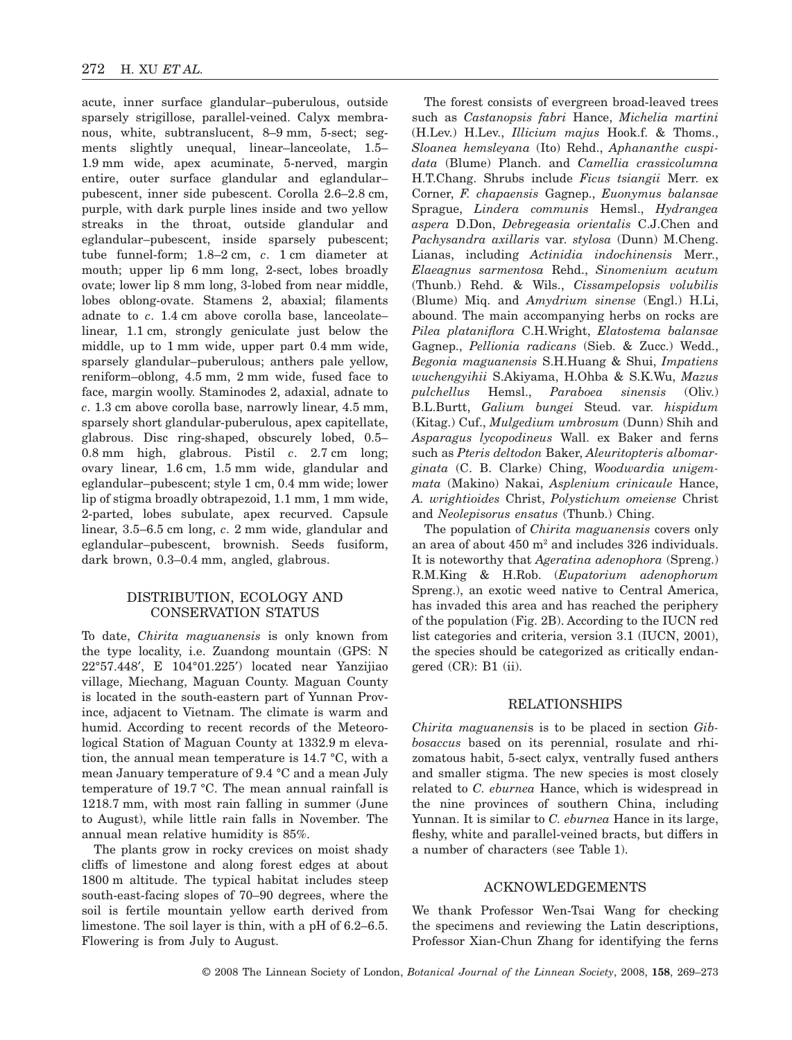acute, inner surface glandular–puberulous, outside sparsely strigillose, parallel-veined. Calyx membranous, white, subtranslucent, 8–9 mm, 5-sect; segments slightly unequal, linear–lanceolate, 1.5–1.9 mm wide, apex acuminate, 5-nerved, margin entire, outer surface glandular and eglandular–pubescent, inner side pubescent. Corolla 2.6–2.8 cm, purple, with dark purple lines inside and two yellow streaks in the throat, outside glandular and eglandular–pubescent, inside sparsely pubescent; tube funnel-form; 1.8–2 cm, *c*. 1 cm diameter at mouth; upper lip 6 mm long, 2-sect, lobes broadly ovate; lower lip 8 mm long, 3-lobed from near middle, lobes oblong-ovate. Stamens 2, abaxial; filaments adnate to *c*. 1.4 cm above corolla base, lanceolate–linear, 1.1 cm, strongly geniculate just below the middle, up to 1 mm wide, upper part 0.4 mm wide, sparsely glandular–puberulous; anthers pale yellow, reniform–oblong, 4.5 mm, 2 mm wide, fused face to face, margin woolly. Staminodes 2, adaxial, adnate to *c*. 1.3 cm above corolla base, narrowly linear, 4.5 mm, sparsely short glandular-puberulous, apex capitellate, glabrous. Disc ring-shaped, obscurely lobed, 0.5–0.8 mm high, glabrous. Pistil *c*. 2.7 cm long; ovary linear, 1.6 cm, 1.5 mm wide, glandular and eglandular–pubescent; style 1 cm, 0.4 mm wide; lower lip of stigma broadly obtrapezoid, 1.1 mm, 1 mm wide, 2-parted, lobes subulate, apex recurved. Capsule linear, 3.5–6.5 cm long, *c*. 2 mm wide, glandular and eglandular–pubescent, brownish. Seeds fusiform, dark brown, 0.3–0.4 mm, angled, glabrous.

## DISTRIBUTION, ECOLOGY AND CONSERVATION STATUS

To date, *Chirita maguanensis* is only known from the type locality, i.e. Zuandong mountain (GPS: N 22°57.448′, E 104°01.225′) located near Yanzijiao village, Miechang, Maguan County. Maguan County is located in the south-eastern part of Yunnan Province, adjacent to Vietnam. The climate is warm and humid. According to recent records of the Meteorological Station of Maguan County at 1332.9 m elevation, the annual mean temperature is 14.7 °C, with a mean January temperature of 9.4 °C and a mean July temperature of 19.7 °C. The mean annual rainfall is 1218.7 mm, with most rain falling in summer (June to August), while little rain falls in November. The annual mean relative humidity is 85%.

The plants grow in rocky crevices on moist shady cliffs of limestone and along forest edges at about 1800 m altitude. The typical habitat includes steep south-east-facing slopes of 70–90 degrees, where the soil is fertile mountain yellow earth derived from limestone. The soil layer is thin, with a pH of 6.2–6.5. Flowering is from July to August.

The forest consists of evergreen broad-leaved trees such as *Castanopsis fabri* Hance, *Michelia martini* (H.Lev.) H.Lev., *Illicium majus* Hook.f. & Thoms., *Sloanea hemsleyana* (Ito) Rehd., *Aphananthe cuspidata* (Blume) Planch. and *Camellia crassicolumna* H.T.Chang. Shrubs include *Ficus tsiangii* Merr. ex Corner, *F. chapaensis* Gagnep., *Euonymus balansae* Sprague, *Lindera communis* Hemsl., *Hydrangea aspera* D.Don, *Debregeasia orientalis* C.J.Chen and *Pachysandra axillaris* var. *stylosa* (Dunn) M.Cheng. Lianas, including *Actinidia indochinensis* Merr., *Elaeagnus sarmentosa* Rehd., *Sinomenium acutum* (Thunb.) Rehd. & Wils., *Cissampelopsis volubilis* (Blume) Miq. and *Amydrium sinense* (Engl.) H.Li, abound. The main accompanying herbs on rocks are *Pilea plataniflora* C.H.Wright, *Elatostema balansae* Gagnep., *Pellionia radicans* (Sieb. & Zucc.) Wedd., *Begonia maguanensis* S.H.Huang & Shui, *Impatiens wuchengyihii* S.Akiyama, H.Ohba & S.K.Wu, *Mazus pulchellus* Hemsl., *Paraboea sinensis* (Oliv.) B.L.Burtt, *Galium bungei* Steud. var. *hispidum* (Kitag.) Cuf., *Mulgedium umbrosum* (Dunn) Shih and *Asparagus lycopodineus* Wall. ex Baker and ferns such as *Pteris deltodon* Baker, *Aleuritopteris albomarginata* (C. B. Clarke) Ching, *Woodwardia unigemmata* (Makino) Nakai, *Asplenium crinicaule* Hance, *A. wrightioides* Christ, *Polystichum omeiense* Christ and *Neolepisorus ensatus* (Thunb.) Ching.

The population of *Chirita maguanensis* covers only an area of about 450 $m^2$ and includes 326 individuals. It is noteworthy that *Ageratina adenophora* (Spreng.) R.M.King & H.Rob. (*Eupatorium adenophorum* Spreng.), an exotic weed native to Central America, has invaded this area and has reached the periphery of the population (Fig. 2B). According to the IUCN red list categories and criteria, version 3.1 (IUCN, 2001), the species should be categorized as critically endangered (CR): B1 (ii).

## RELATIONSHIPS

*Chirita maguanensis* is to be placed in section *Gibbosaccus* based on its perennial, rosulate and rhizomatous habit, 5-sect calyx, ventrally fused anthers and smaller stigma. The new species is most closely related to *C. eburnea* Hance, which is widespread in the nine provinces of southern China, including Yunnan. It is similar to *C. eburnea* Hance in its large, fleshy, white and parallel-veined bracts, but differs in a number of characters (see Table 1).

## ACKNOWLEDGEMENTS

We thank Professor Wen-Tsai Wang for checking the specimens and reviewing the Latin descriptions, Professor Xian-Chun Zhang for identifying the ferns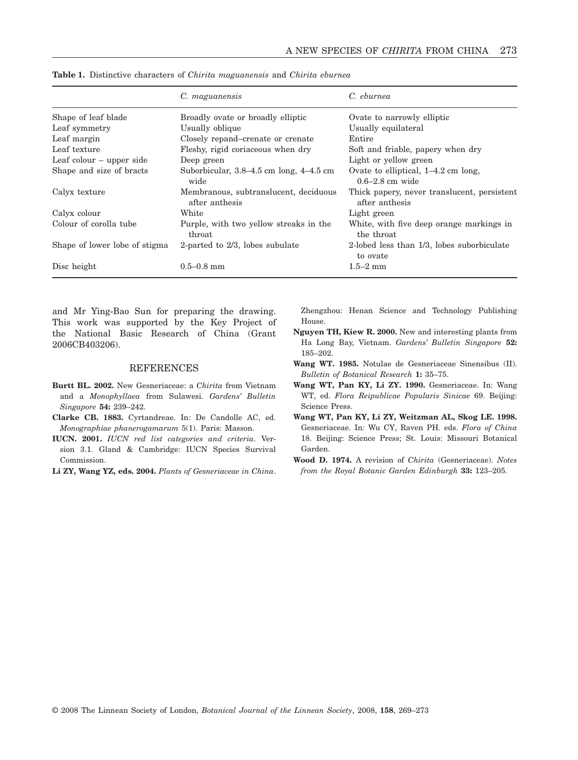**Table 1.** Distinctive characters of *Chirita maguanensis* and *Chirita eburnea*

| | *C. maguanensis* | *C. eburnea* |
|---|---|---|
| Shape of leaf blade | Broadly ovate or broadly elliptic | Ovate to narrowly elliptic |
| Leaf symmetry | Usually oblique | Usually equilateral |
| Leaf margin | Closely repand–crenate or crenate | Entire |
| Leaf texture | Fleshy, rigid coriaceous when dry | Soft and friable, papery when dry |
| Leaf colour – upper side | Deep green | Light or yellow green |
| Shape and size of bracts | Suborbicular, 3.8–4.5 cm long, 4–4.5 cm wide | Ovate to elliptical, 1–4.2 cm long, 0.6–2.8 cm wide |
| Calyx texture | Membranous, subtranslucent, deciduous after anthesis | Thick papery, never translucent, persistent after anthesis |
| Calyx colour | White | Light green |
| Colour of corolla tube | Purple, with two yellow streaks in the throat | White, with five deep orange markings in the throat |
| Shape of lower lobe of stigma | 2-parted to 2/3, lobes subulate | 2-lobed less than 1/3, lobes suborbiculate to ovate |
| Disc height | 0.5–0.8 mm | 1.5–2 mm |

and Mr Ying-Bao Sun for preparing the drawing. This work was supported by the Key Project of the National Basic Research of China (Grant 2006CB403206).

## REFERENCES

**Burtt BL. 2002.** New Gesneriaceae: a *Chirita* from Vietnam and a *Monophyllaea* from Sulawesi. *Gardens' Bulletin Singapore* **54:** 239–242.

**Clarke CB. 1883.** Cyrtandreae. In: De Candolle AC, ed. *Monographiae phanerogamarum* 5(1). Paris: Masson.

**IUCN. 2001.** *IUCN red list categories and criteria*. Version 3.1. Gland & Cambridge: IUCN Species Survival Commission.

**Li ZY, Wang YZ, eds. 2004.** *Plants of Gesneriaceae in China*. Zhengzhou: Henan Science and Technology Publishing House.

**Nguyen TH, Kiew R. 2000.** New and interesting plants from Ha Long Bay, Vietnam. *Gardens' Bulletin Singapore* **52:** 185–202.

**Wang WT. 1985.** Notulae de Gesneriaceae Sinensibus (II). *Bulletin of Botanical Research* **1:** 35–75.

**Wang WT, Pan KY, Li ZY. 1990.** Gesneriaceae. In: Wang WT, ed. *Flora Reipublicae Popularis Sinicae* 69. Beijing: Science Press.

**Wang WT, Pan KY, Li ZY, Weitzman AL, Skog LE. 1998.** Gesneriaceae. In: Wu CY, Raven PH. eds. *Flora of China* 18. Beijing: Science Press; St. Louis: Missouri Botanical Garden.

**Wood D. 1974.** A revision of *Chirita* (Gesneriaceae). *Notes from the Royal Botanic Garden Edinburgh* **33:** 123–205.